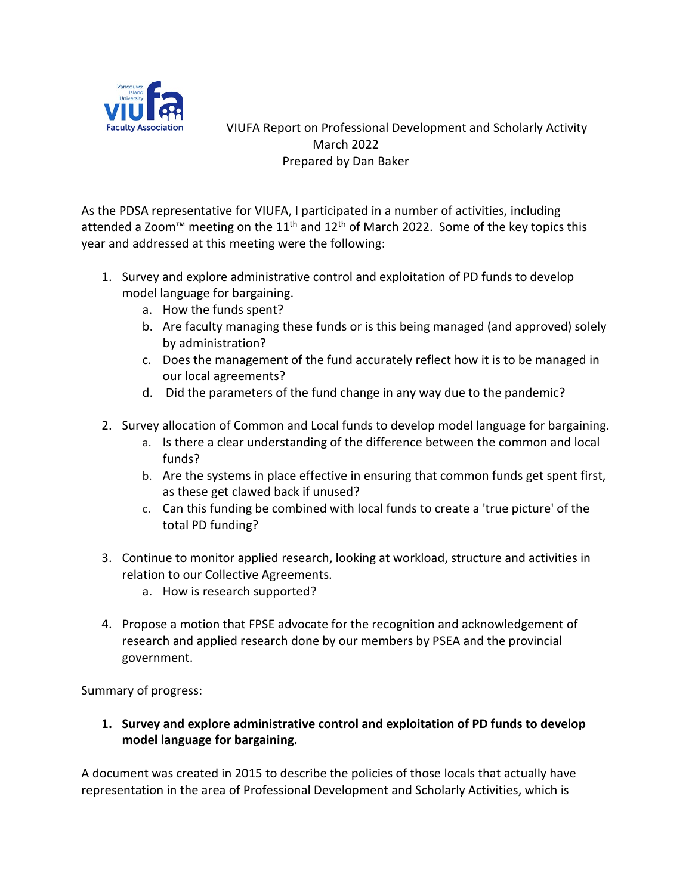VIUFA Report on Professional Development and Scholarly Activity

March 2022

Prepared by Dan Baker

As the PDSA representative for VIUFA, I participated in a number of activities, including attended a Zoom™ meeting on the 11th and 12th of March 2022. Some of the key topics this year and addressed at this meeting were the following:

1. Survey and explore administrative control and exploitation of PD funds to develop model language for bargaining.
   a. How the funds spent?
   b. Are faculty managing these funds or is this being managed (and approved) solely by administration?
   c. Does the management of the fund accurately reflect how it is to be managed in our local agreements?
   d. Did the parameters of the fund change in any way due to the pandemic?

2. Survey allocation of Common and Local funds to develop model language for bargaining.
   a. Is there a clear understanding of the difference between the common and local funds?
   b. Are the systems in place effective in ensuring that common funds get spent first, as these get clawed back if unused?
   c. Can this funding be combined with local funds to create a 'true picture' of the total PD funding?

3. Continue to monitor applied research, looking at workload, structure and activities in relation to our Collective Agreements.
   a. How is research supported?

4. Propose a motion that FPSE advocate for the recognition and acknowledgement of research and applied research done by our members by PSEA and the provincial government.

Summary of progress:

1. **Survey and explore administrative control and exploitation of PD funds to develop model language for bargaining.**

A document was created in 2015 to describe the policies of those locals that actually have representation in the area of Professional Development and Scholarly Activities, which is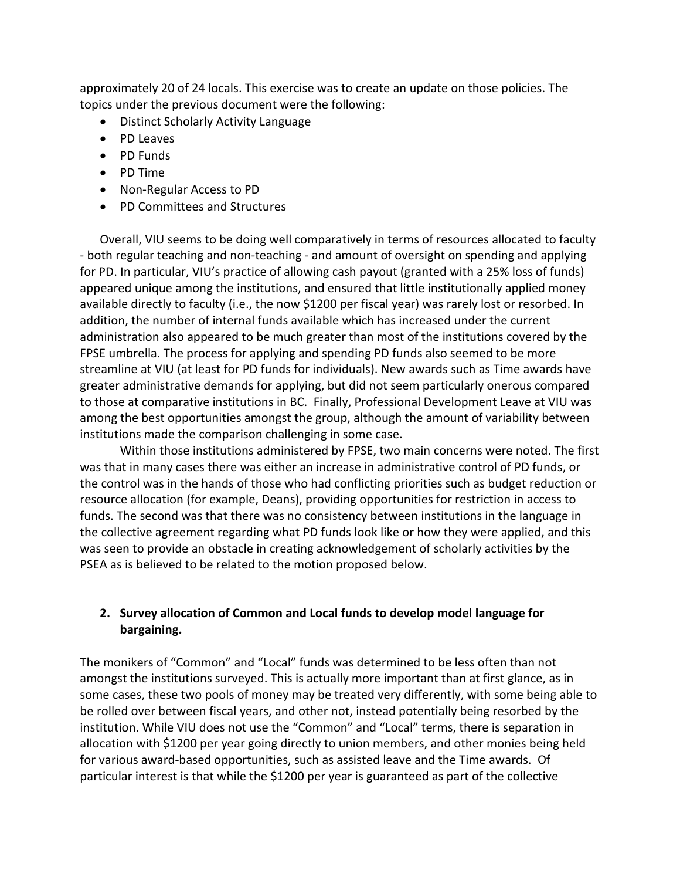approximately 20 of 24 locals. This exercise was to create an update on those policies. The topics under the previous document were the following:

- Distinct Scholarly Activity Language
- PD Leaves
- PD Funds
- PD Time
- Non-Regular Access to PD
- PD Committees and Structures

Overall, VIU seems to be doing well comparatively in terms of resources allocated to faculty - both regular teaching and non-teaching - and amount of oversight on spending and applying for PD. In particular, VIU's practice of allowing cash payout (granted with a 25% loss of funds) appeared unique among the institutions, and ensured that little institutionally applied money available directly to faculty (i.e., the now $1200 per fiscal year) was rarely lost or resorbed. In addition, the number of internal funds available which has increased under the current administration also appeared to be much greater than most of the institutions covered by the FPSE umbrella. The process for applying and spending PD funds also seemed to be more streamline at VIU (at least for PD funds for individuals). New awards such as Time awards have greater administrative demands for applying, but did not seem particularly onerous compared to those at comparative institutions in BC. Finally, Professional Development Leave at VIU was among the best opportunities amongst the group, although the amount of variability between institutions made the comparison challenging in some case.

Within those institutions administered by FPSE, two main concerns were noted. The first was that in many cases there was either an increase in administrative control of PD funds, or the control was in the hands of those who had conflicting priorities such as budget reduction or resource allocation (for example, Deans), providing opportunities for restriction in access to funds. The second was that there was no consistency between institutions in the language in the collective agreement regarding what PD funds look like or how they were applied, and this was seen to provide an obstacle in creating acknowledgement of scholarly activities by the PSEA as is believed to be related to the motion proposed below.

2. **Survey allocation of Common and Local funds to develop model language for bargaining.**

The monikers of "Common" and "Local" funds was determined to be less often than not amongst the institutions surveyed. This is actually more important than at first glance, as in some cases, these two pools of money may be treated very differently, with some being able to be rolled over between fiscal years, and other not, instead potentially being resorbed by the institution. While VIU does not use the "Common" and "Local" terms, there is separation in allocation with $1200 per year going directly to union members, and other monies being held for various award-based opportunities, such as assisted leave and the Time awards. Of particular interest is that while the $1200 per year is guaranteed as part of the collective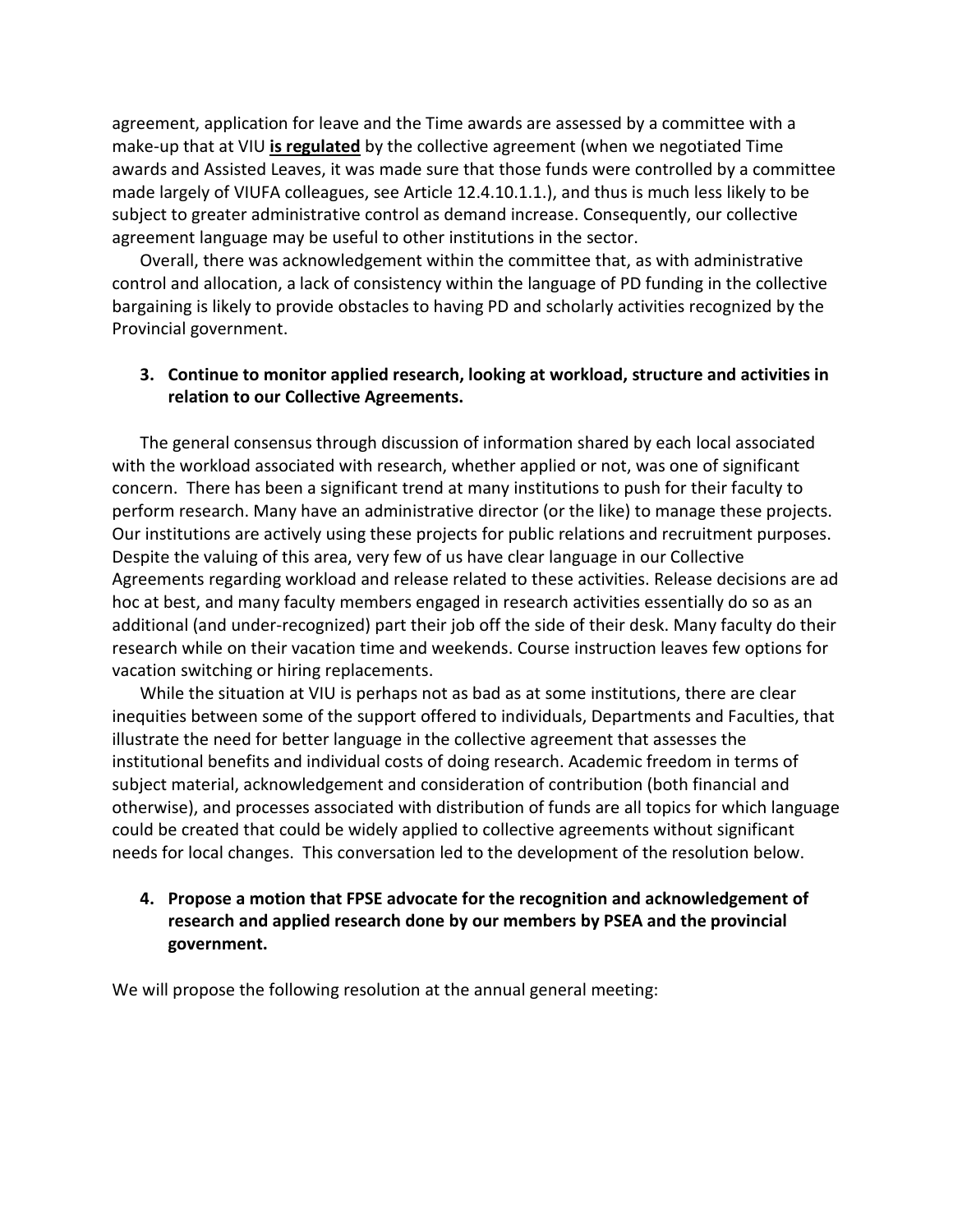agreement, application for leave and the Time awards are assessed by a committee with a make-up that at VIU **<u>is regulated</u>** by the collective agreement (when we negotiated Time awards and Assisted Leaves, it was made sure that those funds were controlled by a committee made largely of VIUFA colleagues, see Article 12.4.10.1.1.), and thus is much less likely to be subject to greater administrative control as demand increase. Consequently, our collective agreement language may be useful to other institutions in the sector.

Overall, there was acknowledgement within the committee that, as with administrative control and allocation, a lack of consistency within the language of PD funding in the collective bargaining is likely to provide obstacles to having PD and scholarly activities recognized by the Provincial government.

3. **Continue to monitor applied research, looking at workload, structure and activities in relation to our Collective Agreements.**

The general consensus through discussion of information shared by each local associated with the workload associated with research, whether applied or not, was one of significant concern. There has been a significant trend at many institutions to push for their faculty to perform research. Many have an administrative director (or the like) to manage these projects. Our institutions are actively using these projects for public relations and recruitment purposes. Despite the valuing of this area, very few of us have clear language in our Collective Agreements regarding workload and release related to these activities. Release decisions are ad hoc at best, and many faculty members engaged in research activities essentially do so as an additional (and under-recognized) part their job off the side of their desk. Many faculty do their research while on their vacation time and weekends. Course instruction leaves few options for vacation switching or hiring replacements.

While the situation at VIU is perhaps not as bad as at some institutions, there are clear inequities between some of the support offered to individuals, Departments and Faculties, that illustrate the need for better language in the collective agreement that assesses the institutional benefits and individual costs of doing research. Academic freedom in terms of subject material, acknowledgement and consideration of contribution (both financial and otherwise), and processes associated with distribution of funds are all topics for which language could be created that could be widely applied to collective agreements without significant needs for local changes. This conversation led to the development of the resolution below.

4. **Propose a motion that FPSE advocate for the recognition and acknowledgement of research and applied research done by our members by PSEA and the provincial government.**

We will propose the following resolution at the annual general meeting: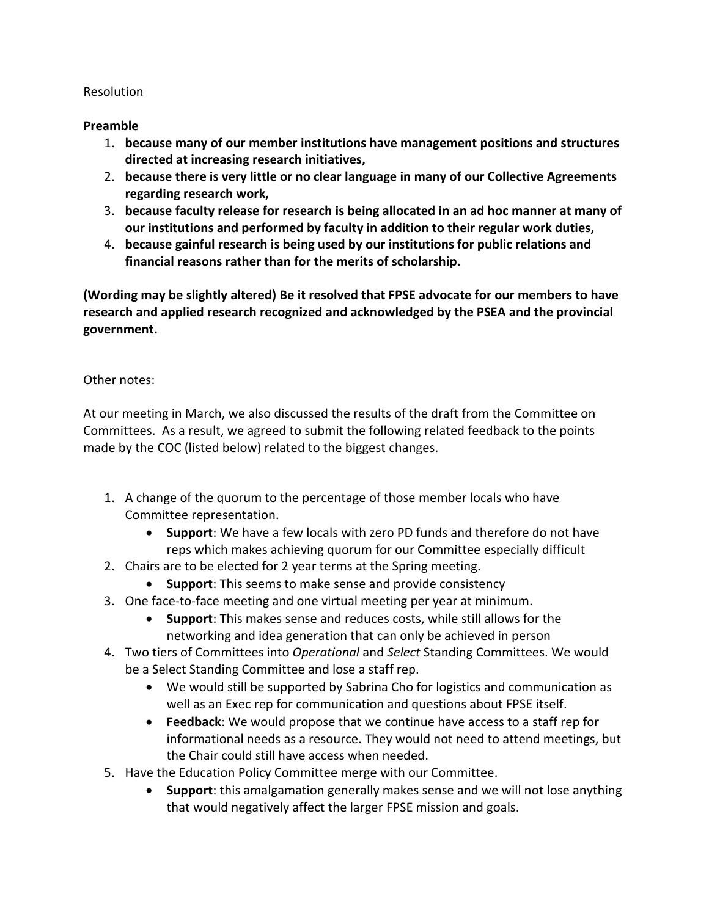Resolution

**Preamble**

1. **because many of our member institutions have management positions and structures directed at increasing research initiatives,**
2. **because there is very little or no clear language in many of our Collective Agreements regarding research work,**
3. **because faculty release for research is being allocated in an ad hoc manner at many of our institutions and performed by faculty in addition to their regular work duties,**
4. **because gainful research is being used by our institutions for public relations and financial reasons rather than for the merits of scholarship.**

**(Wording may be slightly altered) Be it resolved that FPSE advocate for our members to have research and applied research recognized and acknowledged by the PSEA and the provincial government.**

Other notes:

At our meeting in March, we also discussed the results of the draft from the Committee on Committees. As a result, we agreed to submit the following related feedback to the points made by the COC (listed below) related to the biggest changes.

1. A change of the quorum to the percentage of those member locals who have Committee representation.
   - **Support**: We have a few locals with zero PD funds and therefore do not have reps which makes achieving quorum for our Committee especially difficult
2. Chairs are to be elected for 2 year terms at the Spring meeting.
   - **Support**: This seems to make sense and provide consistency
3. One face-to-face meeting and one virtual meeting per year at minimum.
   - **Support**: This makes sense and reduces costs, while still allows for the networking and idea generation that can only be achieved in person
4. Two tiers of Committees into *Operational* and *Select* Standing Committees. We would be a Select Standing Committee and lose a staff rep.
   - We would still be supported by Sabrina Cho for logistics and communication as well as an Exec rep for communication and questions about FPSE itself.
   - **Feedback**: We would propose that we continue have access to a staff rep for informational needs as a resource. They would not need to attend meetings, but the Chair could still have access when needed.
5. Have the Education Policy Committee merge with our Committee.
   - **Support**: this amalgamation generally makes sense and we will not lose anything that would negatively affect the larger FPSE mission and goals.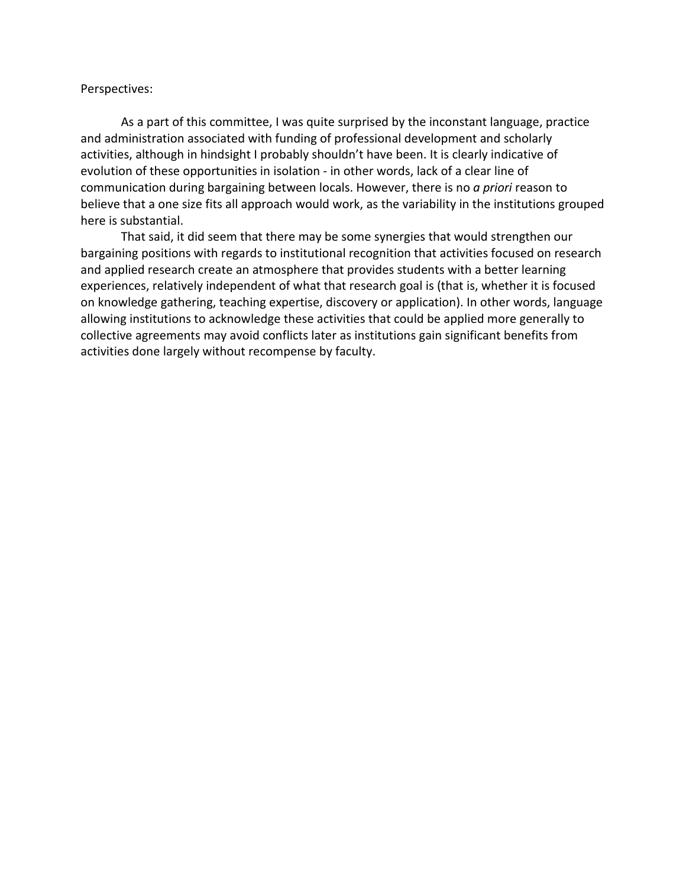Perspectives:

As a part of this committee, I was quite surprised by the inconstant language, practice and administration associated with funding of professional development and scholarly activities, although in hindsight I probably shouldn't have been. It is clearly indicative of evolution of these opportunities in isolation - in other words, lack of a clear line of communication during bargaining between locals. However, there is no *a priori* reason to believe that a one size fits all approach would work, as the variability in the institutions grouped here is substantial.

That said, it did seem that there may be some synergies that would strengthen our bargaining positions with regards to institutional recognition that activities focused on research and applied research create an atmosphere that provides students with a better learning experiences, relatively independent of what that research goal is (that is, whether it is focused on knowledge gathering, teaching expertise, discovery or application). In other words, language allowing institutions to acknowledge these activities that could be applied more generally to collective agreements may avoid conflicts later as institutions gain significant benefits from activities done largely without recompense by faculty.